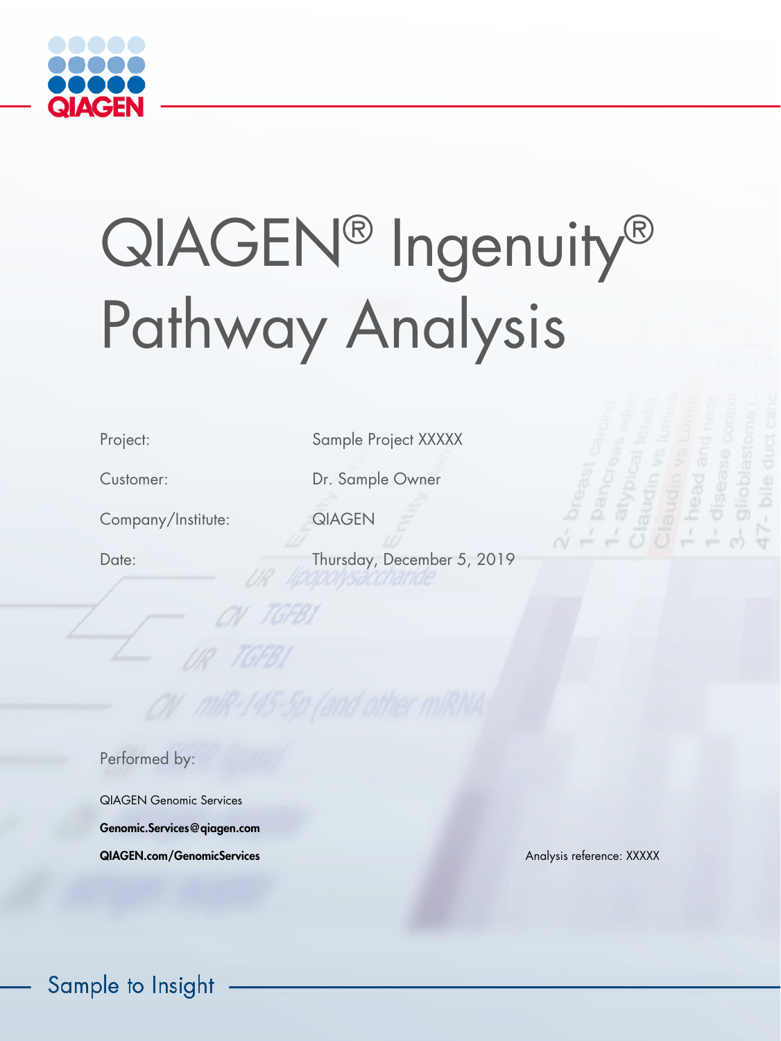QIAGEN

# QIAGEN® Ingenuity® Pathway Analysis

| | |
|---|---|
| Project: | Sample Project XXXXX |
| Customer: | Dr. Sample Owner |
| Company/Institute: | QIAGEN |
| Date: | Thursday, December 5, 2019 |

Performed by:

QIAGEN Genomic Services

**Genomic.Services@qiagen.com**

**QIAGEN.com/GenomicServices**

Analysis reference: XXXXX

Sample to Insight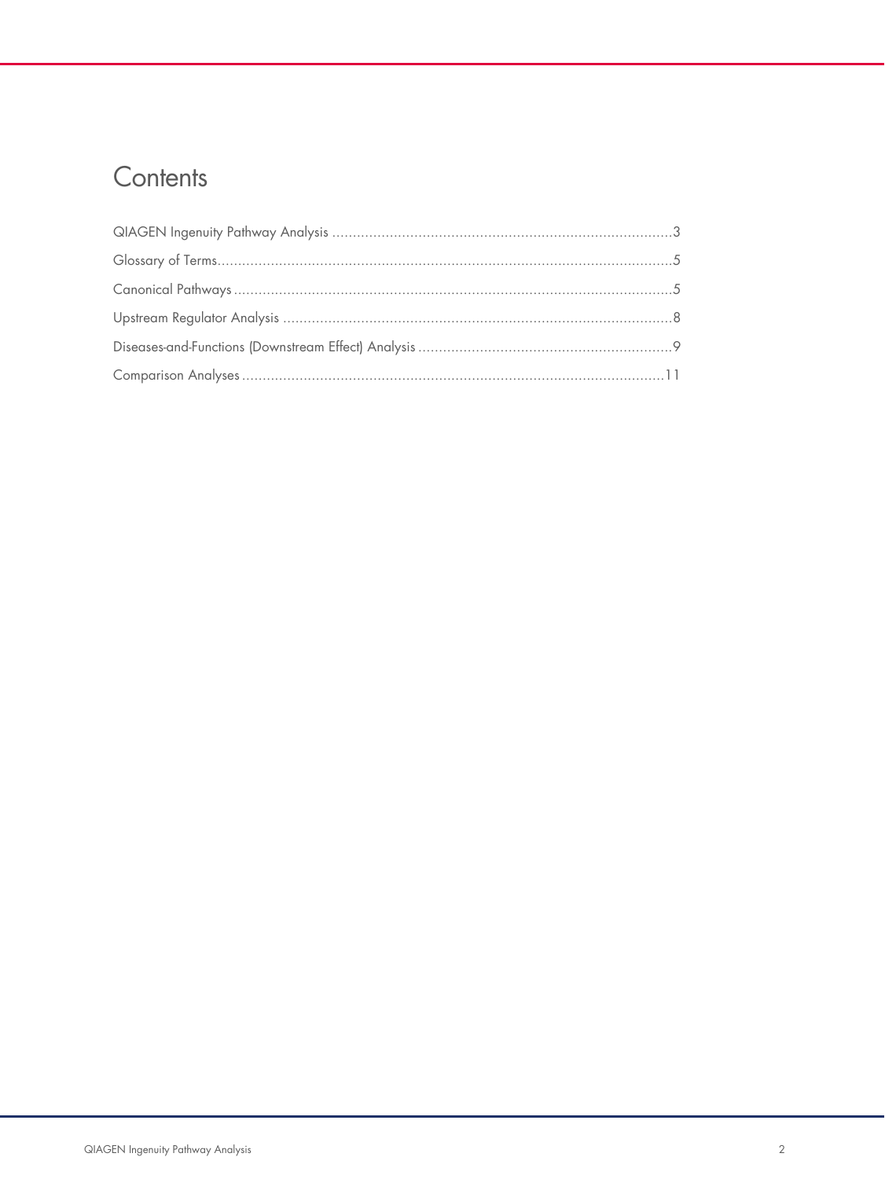# Contents

QIAGEN Ingenuity Pathway Analysis ..................................................................................3

Glossary of Terms..............................................................................................................5

Canonical Pathways ..........................................................................................................5

Upstream Regulator Analysis ..............................................................................................8

Diseases-and-Functions (Downstream Effect) Analysis ..............................................................9

Comparison Analyses .......................................................................................................11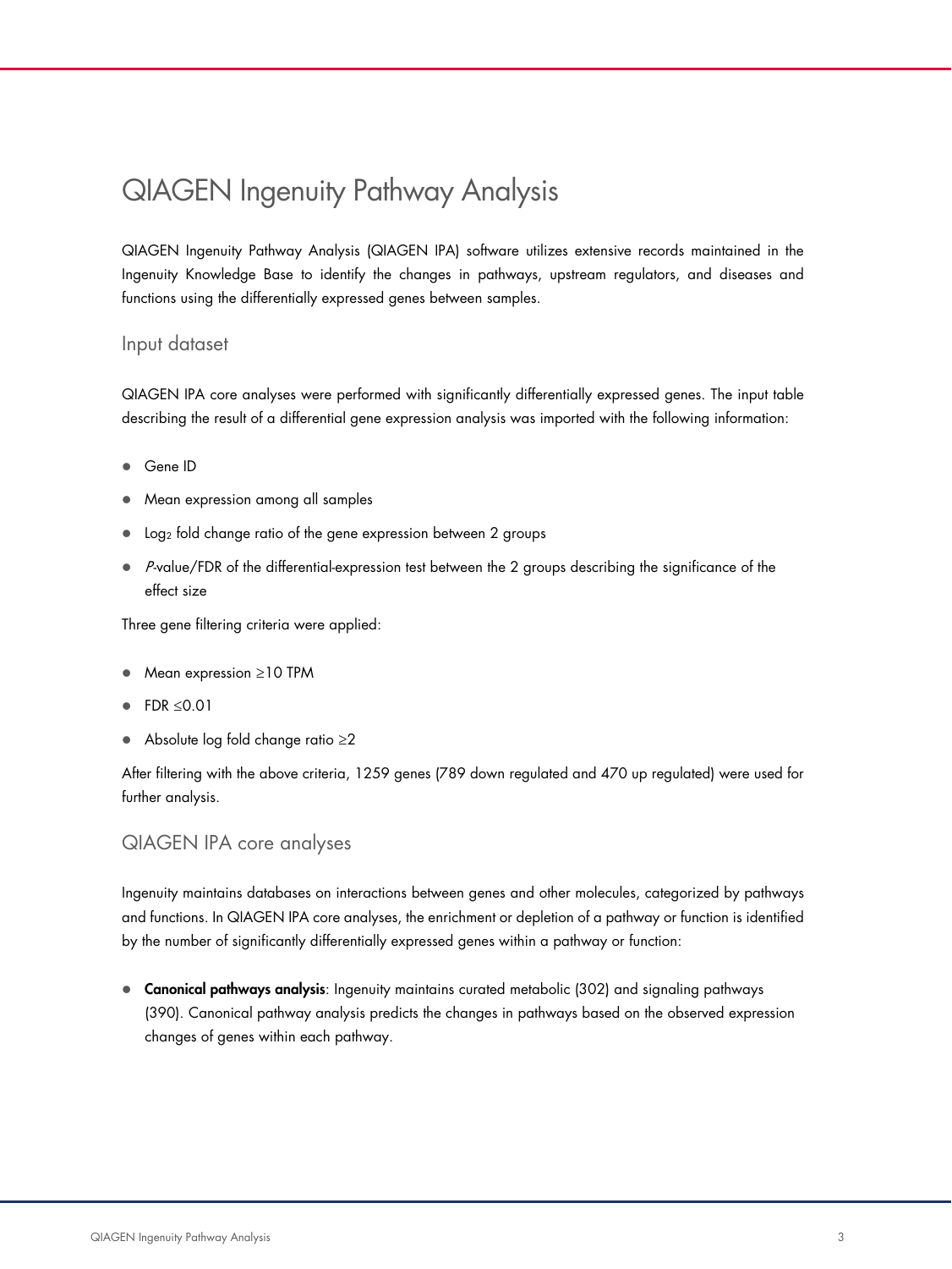# QIAGEN Ingenuity Pathway Analysis

QIAGEN Ingenuity Pathway Analysis (QIAGEN IPA) software utilizes extensive records maintained in the Ingenuity Knowledge Base to identify the changes in pathways, upstream regulators, and diseases and functions using the differentially expressed genes between samples.

## Input dataset

QIAGEN IPA core analyses were performed with significantly differentially expressed genes. The input table describing the result of a differential gene expression analysis was imported with the following information:

- Gene ID
- Mean expression among all samples
- $\text{Log}_2$ fold change ratio of the gene expression between 2 groups
- *P*-value/FDR of the differential-expression test between the 2 groups describing the significance of the effect size

Three gene filtering criteria were applied:

- Mean expression ≥10 TPM
- FDR ≤0.01
- Absolute log fold change ratio ≥2

After filtering with the above criteria, 1259 genes (789 down regulated and 470 up regulated) were used for further analysis.

## QIAGEN IPA core analyses

Ingenuity maintains databases on interactions between genes and other molecules, categorized by pathways and functions. In QIAGEN IPA core analyses, the enrichment or depletion of a pathway or function is identified by the number of significantly differentially expressed genes within a pathway or function:

- **Canonical pathways analysis**: Ingenuity maintains curated metabolic (302) and signaling pathways (390). Canonical pathway analysis predicts the changes in pathways based on the observed expression changes of genes within each pathway.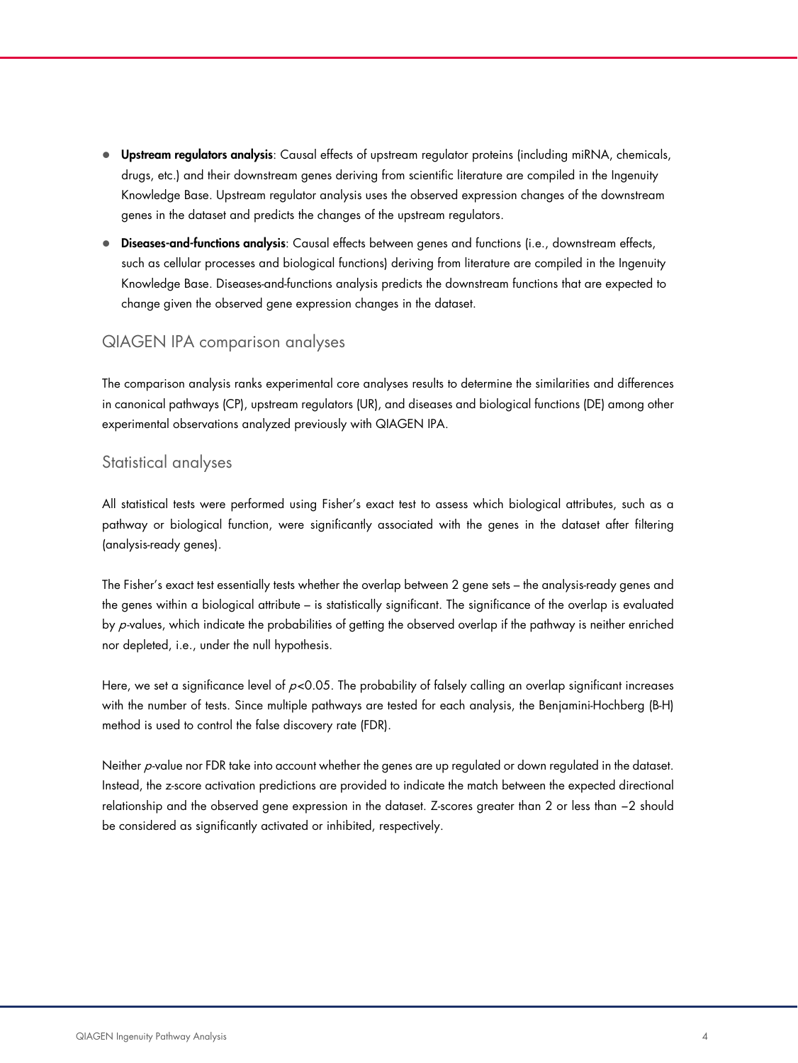- **Upstream regulators analysis**: Causal effects of upstream regulator proteins (including miRNA, chemicals, drugs, etc.) and their downstream genes deriving from scientific literature are compiled in the Ingenuity Knowledge Base. Upstream regulator analysis uses the observed expression changes of the downstream genes in the dataset and predicts the changes of the upstream regulators.
- **Diseases-and-functions analysis**: Causal effects between genes and functions (i.e., downstream effects, such as cellular processes and biological functions) deriving from literature are compiled in the Ingenuity Knowledge Base. Diseases-and-functions analysis predicts the downstream functions that are expected to change given the observed gene expression changes in the dataset.

## QIAGEN IPA comparison analyses

The comparison analysis ranks experimental core analyses results to determine the similarities and differences in canonical pathways (CP), upstream regulators (UR), and diseases and biological functions (DE) among other experimental observations analyzed previously with QIAGEN IPA.

## Statistical analyses

All statistical tests were performed using Fisher's exact test to assess which biological attributes, such as a pathway or biological function, were significantly associated with the genes in the dataset after filtering (analysis-ready genes).

The Fisher's exact test essentially tests whether the overlap between 2 gene sets – the analysis-ready genes and the genes within a biological attribute – is statistically significant. The significance of the overlap is evaluated by *p*-values, which indicate the probabilities of getting the observed overlap if the pathway is neither enriched nor depleted, i.e., under the null hypothesis.

Here, we set a significance level of $p<0.05$. The probability of falsely calling an overlap significant increases with the number of tests. Since multiple pathways are tested for each analysis, the Benjamini-Hochberg (B-H) method is used to control the false discovery rate (FDR).

Neither *p*-value nor FDR take into account whether the genes are up regulated or down regulated in the dataset. Instead, the z-score activation predictions are provided to indicate the match between the expected directional relationship and the observed gene expression in the dataset. Z-scores greater than 2 or less than −2 should be considered as significantly activated or inhibited, respectively.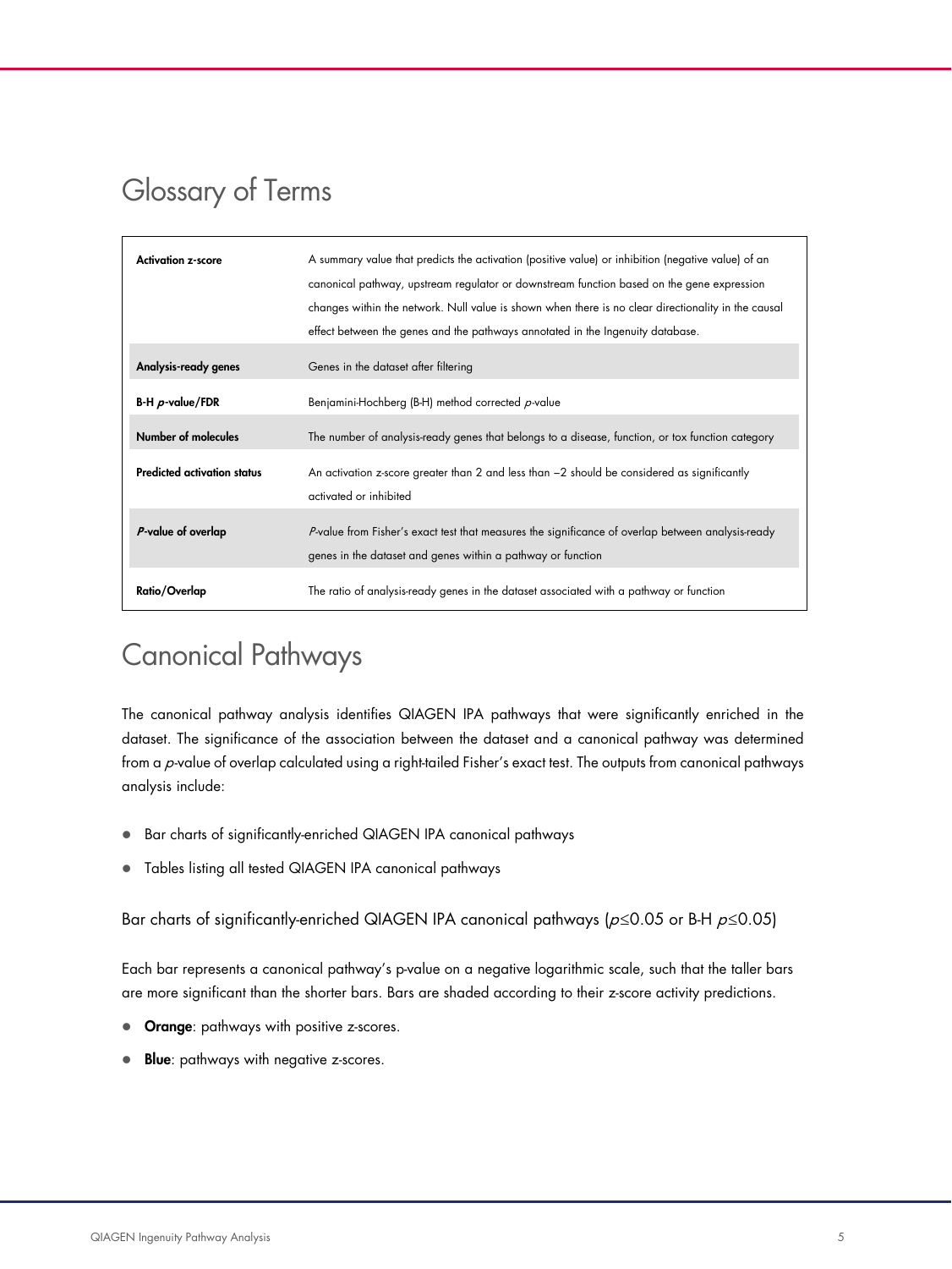## Glossary of Terms

| Term | Definition |
|---|---|
| **Activation z-score** | A summary value that predicts the activation (positive value) or inhibition (negative value) of an canonical pathway, upstream regulator or downstream function based on the gene expression changes within the network. Null value is shown when there is no clear directionality in the causal effect between the genes and the pathways annotated in the Ingenuity database. |
| **Analysis-ready genes** | Genes in the dataset after filtering |
| **B-H $p$-value/FDR** | Benjamini-Hochberg (B-H) method corrected $p$-value |
| **Number of molecules** | The number of analysis-ready genes that belongs to a disease, function, or tox function category |
| **Predicted activation status** | An activation z-score greater than 2 and less than −2 should be considered as significantly activated or inhibited |
| ***P*-value of overlap** | $P$-value from Fisher's exact test that measures the significance of overlap between analysis-ready genes in the dataset and genes within a pathway or function |
| **Ratio/Overlap** | The ratio of analysis-ready genes in the dataset associated with a pathway or function |

## Canonical Pathways

The canonical pathway analysis identifies QIAGEN IPA pathways that were significantly enriched in the dataset. The significance of the association between the dataset and a canonical pathway was determined from a $p$-value of overlap calculated using a right-tailed Fisher's exact test. The outputs from canonical pathways analysis include:

- Bar charts of significantly-enriched QIAGEN IPA canonical pathways
- Tables listing all tested QIAGEN IPA canonical pathways

Bar charts of significantly-enriched QIAGEN IPA canonical pathways ($p \leq 0.05$ or B-H $p \leq 0.05$)

Each bar represents a canonical pathway's p-value on a negative logarithmic scale, such that the taller bars are more significant than the shorter bars. Bars are shaded according to their z-score activity predictions.

- **Orange**: pathways with positive z-scores.
- **Blue**: pathways with negative z-scores.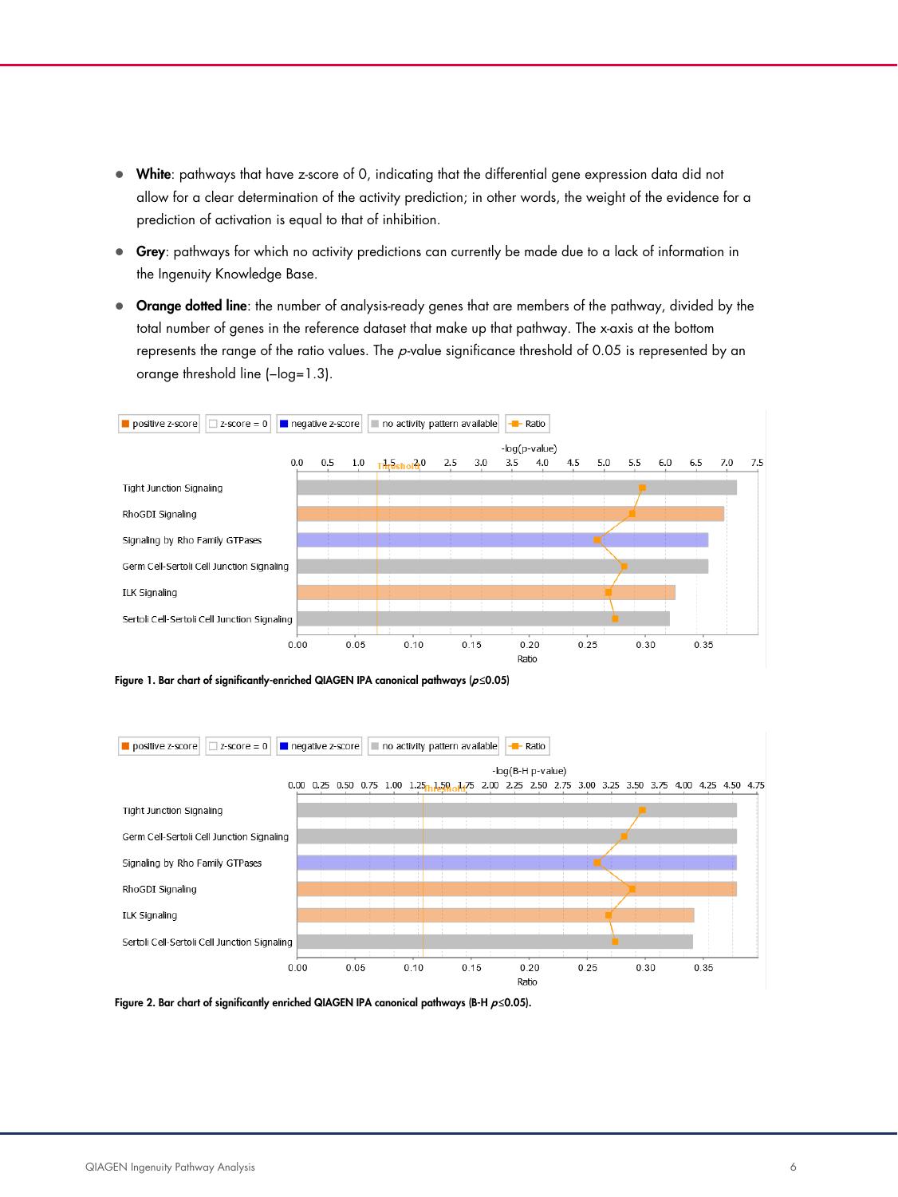- **White**: pathways that have z-score of 0, indicating that the differential gene expression data did not allow for a clear determination of the activity prediction; in other words, the weight of the evidence for a prediction of activation is equal to that of inhibition.
- **Grey**: pathways for which no activity predictions can currently be made due to a lack of information in the Ingenuity Knowledge Base.
- **Orange dotted line**: the number of analysis-ready genes that are members of the pathway, divided by the total number of genes in the reference dataset that make up that pathway. The x-axis at the bottom represents the range of the ratio values. The *p*-value significance threshold of 0.05 is represented by an orange threshold line (–log=1.3).

**Figure 1. Bar chart of significantly-enriched QIAGEN IPA canonical pathways ($p \leq 0.05$)**

**Figure 2. Bar chart of significantly enriched QIAGEN IPA canonical pathways (B-H $p \leq 0.05$).**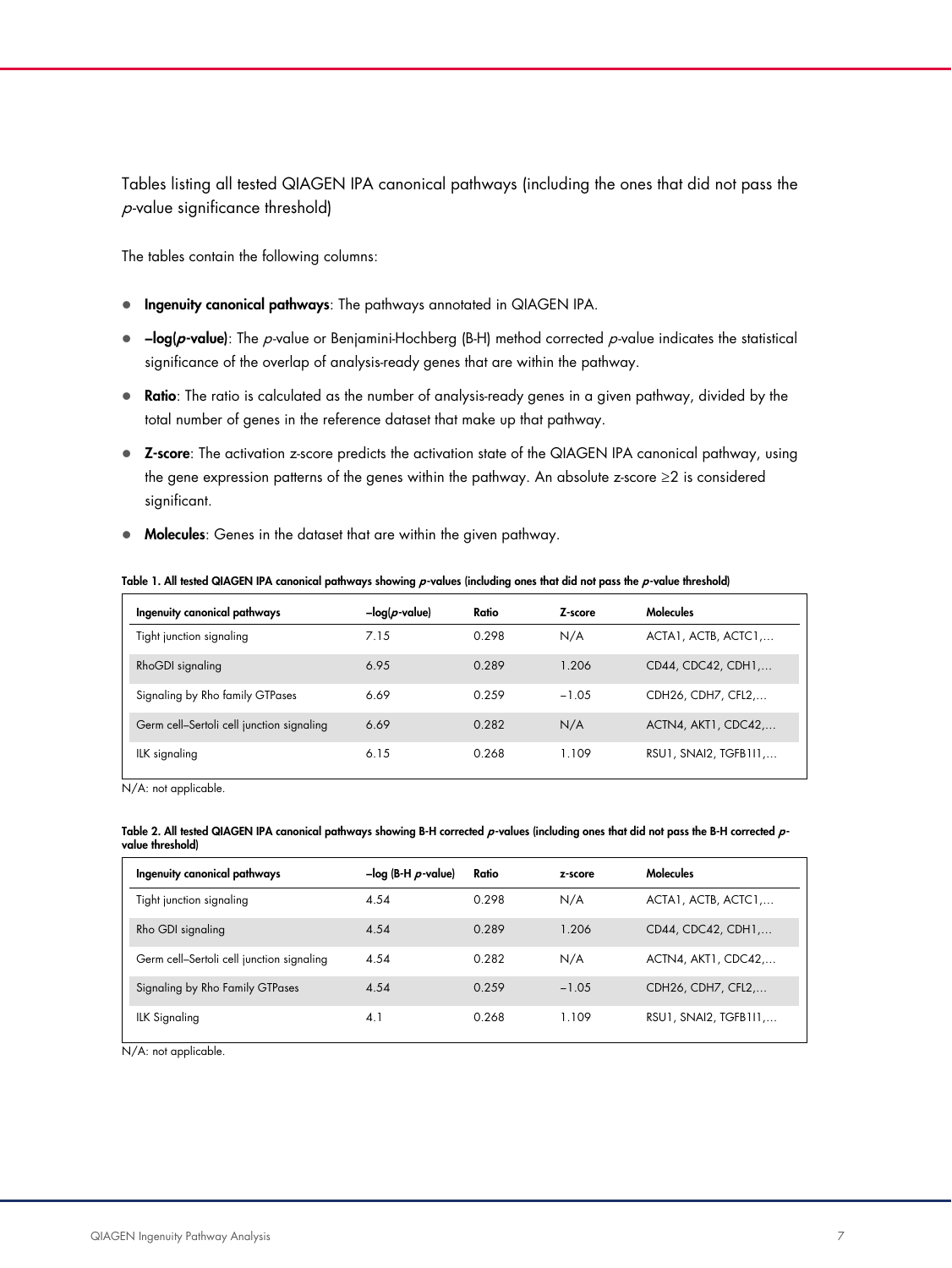Tables listing all tested QIAGEN IPA canonical pathways (including the ones that did not pass the *p*-value significance threshold)

The tables contain the following columns:

- **Ingenuity canonical pathways**: The pathways annotated in QIAGEN IPA.
- **–log(*p*-value)**: The *p*-value or Benjamini-Hochberg (B-H) method corrected *p*-value indicates the statistical significance of the overlap of analysis-ready genes that are within the pathway.
- **Ratio**: The ratio is calculated as the number of analysis-ready genes in a given pathway, divided by the total number of genes in the reference dataset that make up that pathway.
- **Z-score**: The activation z-score predicts the activation state of the QIAGEN IPA canonical pathway, using the gene expression patterns of the genes within the pathway. An absolute z-score ≥2 is considered significant.
- **Molecules**: Genes in the dataset that are within the given pathway.

**Table 1. All tested QIAGEN IPA canonical pathways showing *p*-values (including ones that did not pass the *p*-value threshold)**

| Ingenuity canonical pathways | –log(*p*-value) | Ratio | Z-score | Molecules |
|---|---|---|---|---|
| Tight junction signaling | 7.15 | 0.298 | N/A | ACTA1, ACTB, ACTC1,… |
| RhoGDI signaling | 6.95 | 0.289 | 1.206 | CD44, CDC42, CDH1,… |
| Signaling by Rho family GTPases | 6.69 | 0.259 | −1.05 | CDH26, CDH7, CFL2,… |
| Germ cell–Sertoli cell junction signaling | 6.69 | 0.282 | N/A | ACTN4, AKT1, CDC42,… |
| ILK signaling | 6.15 | 0.268 | 1.109 | RSU1, SNAI2, TGFB1I1,… |

N/A: not applicable.

**Table 2. All tested QIAGEN IPA canonical pathways showing B-H corrected *p*-values (including ones that did not pass the B-H corrected *p*-value threshold)**

| Ingenuity canonical pathways | –log (B-H *p*-value) | Ratio | z-score | Molecules |
|---|---|---|---|---|
| Tight junction signaling | 4.54 | 0.298 | N/A | ACTA1, ACTB, ACTC1,… |
| Rho GDI signaling | 4.54 | 0.289 | 1.206 | CD44, CDC42, CDH1,… |
| Germ cell–Sertoli cell junction signaling | 4.54 | 0.282 | N/A | ACTN4, AKT1, CDC42,… |
| Signaling by Rho Family GTPases | 4.54 | 0.259 | −1.05 | CDH26, CDH7, CFL2,… |
| ILK Signaling | 4.1 | 0.268 | 1.109 | RSU1, SNAI2, TGFB1I1,… |

N/A: not applicable.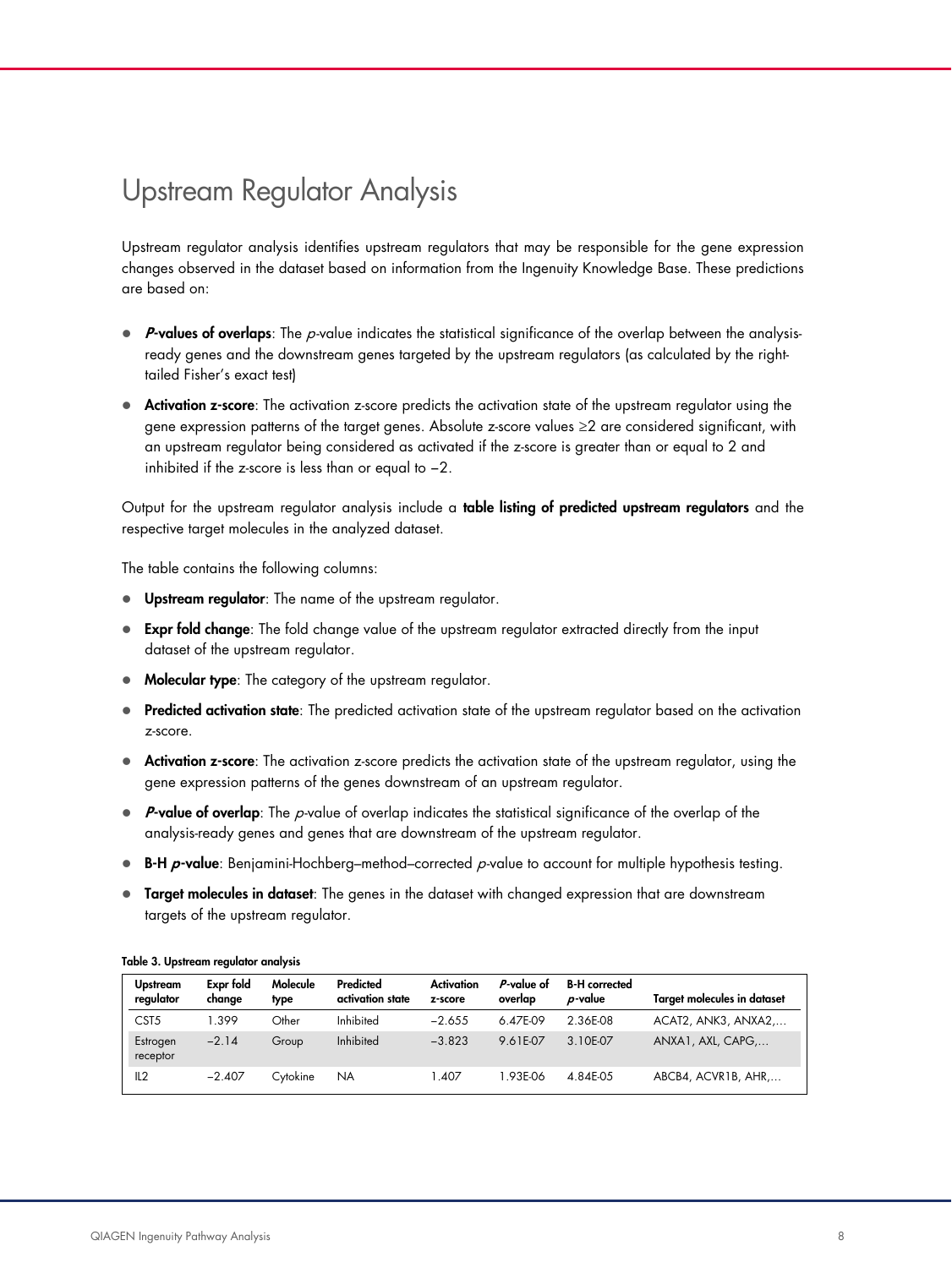# Upstream Regulator Analysis

Upstream regulator analysis identifies upstream regulators that may be responsible for the gene expression changes observed in the dataset based on information from the Ingenuity Knowledge Base. These predictions are based on:

- ***P*-values of overlaps**: The *p*-value indicates the statistical significance of the overlap between the analysis-ready genes and the downstream genes targeted by the upstream regulators (as calculated by the right-tailed Fisher's exact test)
- **Activation z-score**: The activation z-score predicts the activation state of the upstream regulator using the gene expression patterns of the target genes. Absolute z-score values ≥2 are considered significant, with an upstream regulator being considered as activated if the z-score is greater than or equal to 2 and inhibited if the z-score is less than or equal to −2.

Output for the upstream regulator analysis include a **table listing of predicted upstream regulators** and the respective target molecules in the analyzed dataset.

The table contains the following columns:

- **Upstream regulator**: The name of the upstream regulator.
- **Expr fold change**: The fold change value of the upstream regulator extracted directly from the input dataset of the upstream regulator.
- **Molecular type**: The category of the upstream regulator.
- **Predicted activation state**: The predicted activation state of the upstream regulator based on the activation z-score.
- **Activation z-score**: The activation z-score predicts the activation state of the upstream regulator, using the gene expression patterns of the genes downstream of an upstream regulator.
- ***P*-value of overlap**: The *p*-value of overlap indicates the statistical significance of the overlap of the analysis-ready genes and genes that are downstream of the upstream regulator.
- **B-H *p*-value**: Benjamini-Hochberg–method–corrected *p*-value to account for multiple hypothesis testing.
- **Target molecules in dataset**: The genes in the dataset with changed expression that are downstream targets of the upstream regulator.

**Table 3. Upstream regulator analysis**

| Upstream regulator | Expr fold change | Molecule type | Predicted activation state | Activation z-score | *P*-value of overlap | B-H corrected *p*-value | Target molecules in dataset |
|---|---|---|---|---|---|---|---|
| CST5 | 1.399 | Other | Inhibited | −2.655 | 6.47E-09 | 2.36E-08 | ACAT2, ANK3, ANXA2,… |
| Estrogen receptor | −2.14 | Group | Inhibited | −3.823 | 9.61E-07 | 3.10E-07 | ANXA1, AXL, CAPG,… |
| IL2 | −2.407 | Cytokine | NA | 1.407 | 1.93E-06 | 4.84E-05 | ABCB4, ACVR1B, AHR,… |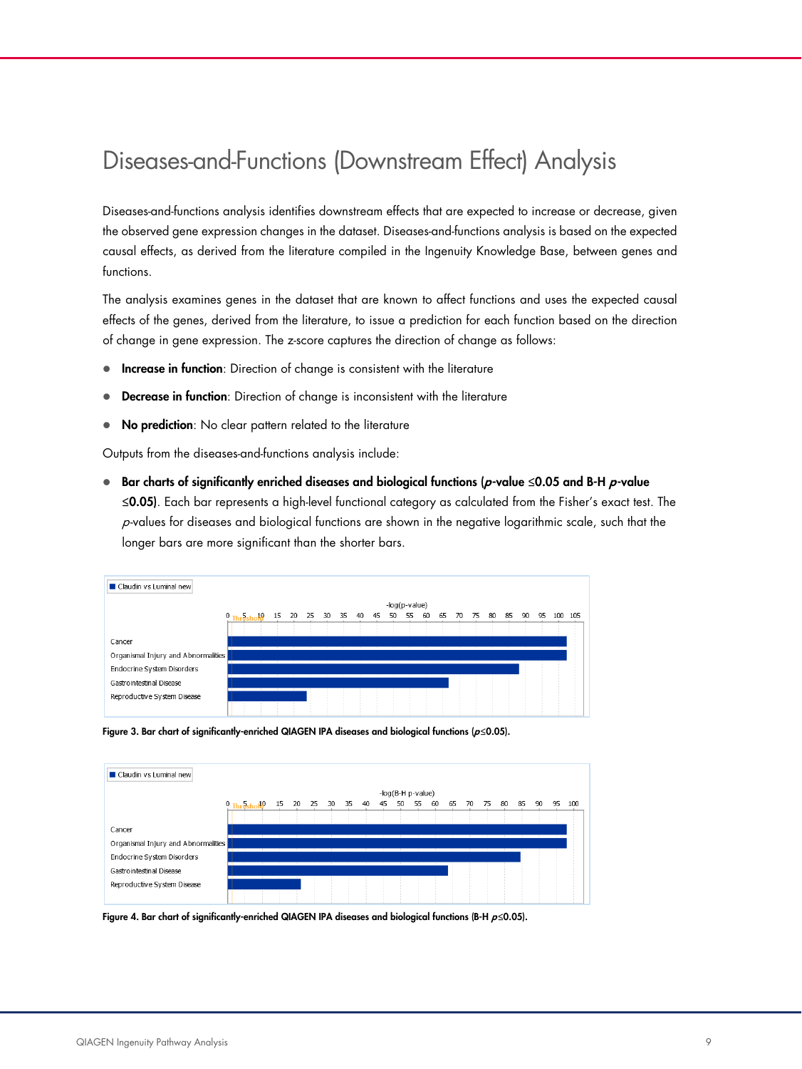# Diseases-and-Functions (Downstream Effect) Analysis

Diseases-and-functions analysis identifies downstream effects that are expected to increase or decrease, given the observed gene expression changes in the dataset. Diseases-and-functions analysis is based on the expected causal effects, as derived from the literature compiled in the Ingenuity Knowledge Base, between genes and functions.

The analysis examines genes in the dataset that are known to affect functions and uses the expected causal effects of the genes, derived from the literature, to issue a prediction for each function based on the direction of change in gene expression. The z-score captures the direction of change as follows:

- **Increase in function**: Direction of change is consistent with the literature
- **Decrease in function**: Direction of change is inconsistent with the literature
- **No prediction**: No clear pattern related to the literature

Outputs from the diseases-and-functions analysis include:

- **Bar charts of significantly enriched diseases and biological functions (*p*-value ≤0.05 and B-H *p*-value ≤0.05)**. Each bar represents a high-level functional category as calculated from the Fisher's exact test. The *p*-values for diseases and biological functions are shown in the negative logarithmic scale, such that the longer bars are more significant than the shorter bars.

**Figure 3. Bar chart of significantly-enriched QIAGEN IPA diseases and biological functions (*p*≤0.05).**

**Figure 4. Bar chart of significantly-enriched QIAGEN IPA diseases and biological functions (B-H *p*≤0.05).**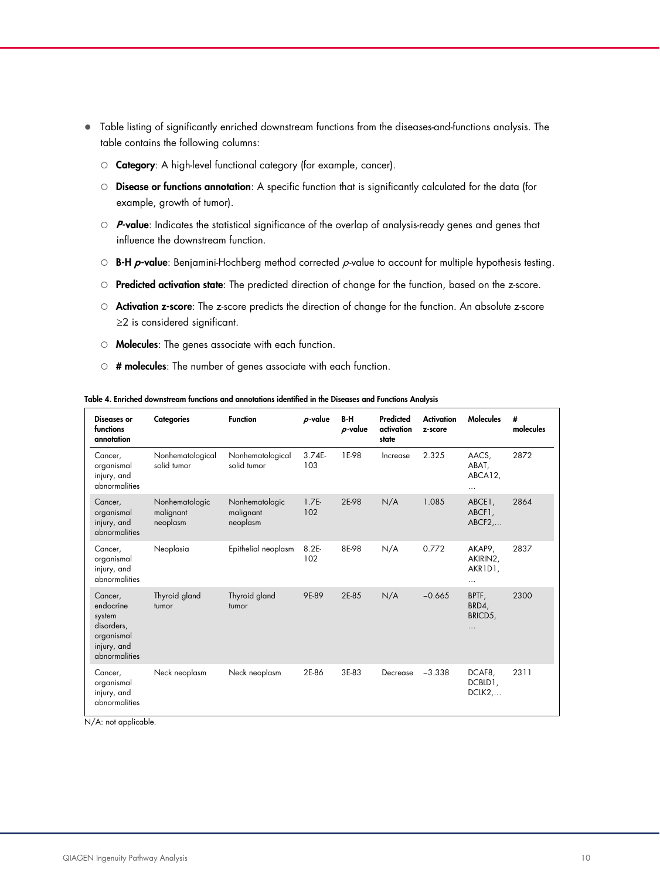- Table listing of significantly enriched downstream functions from the diseases-and-functions analysis. The table contains the following columns:
    - **Category**: A high-level functional category (for example, cancer).
    - **Disease or functions annotation**: A specific function that is significantly calculated for the data (for example, growth of tumor).
    - ***P*-value**: Indicates the statistical significance of the overlap of analysis-ready genes and genes that influence the downstream function.
    - **B-H *p*-value**: Benjamini-Hochberg method corrected *p*-value to account for multiple hypothesis testing.
    - **Predicted activation state**: The predicted direction of change for the function, based on the z-score.
    - **Activation z-score**: The z-score predicts the direction of change for the function. An absolute z-score ≥2 is considered significant.
    - **Molecules**: The genes associate with each function.
    - **# molecules**: The number of genes associate with each function.

**Table 4. Enriched downstream functions and annotations identified in the Diseases and Functions Analysis**

| Diseases or functions annotation | Categories | Function | *p*-value | B-H *p*-value | Predicted activation state | Activation z-score | Molecules | # molecules |
|---|---|---|---|---|---|---|---|---|
| Cancer, organismal injury, and abnormalities | Nonhematological solid tumor | Nonhematological solid tumor | 3.74E-103 | 1E-98 | Increase | 2.325 | AACS, ABAT, ABCA12, … | 2872 |
| Cancer, organismal injury, and abnormalities | Nonhematologic malignant neoplasm | Nonhematologic malignant neoplasm | 1.7E-102 | 2E-98 | N/A | 1.085 | ABCE1, ABCF1, ABCF2,… | 2864 |
| Cancer, organismal injury, and abnormalities | Neoplasia | Epithelial neoplasm | 8.2E-102 | 8E-98 | N/A | 0.772 | AKAP9, AKIRIN2, AKR1D1, … | 2837 |
| Cancer, endocrine system disorders, organismal injury, and abnormalities | Thyroid gland tumor | Thyroid gland tumor | 9E-89 | 2E-85 | N/A | −0.665 | BPTF, BRD4, BRICD5, … | 2300 |
| Cancer, organismal injury, and abnormalities | Neck neoplasm | Neck neoplasm | 2E-86 | 3E-83 | Decrease | −3.338 | DCAF8, DCBLD1, DCLK2,… | 2311 |

N/A: not applicable.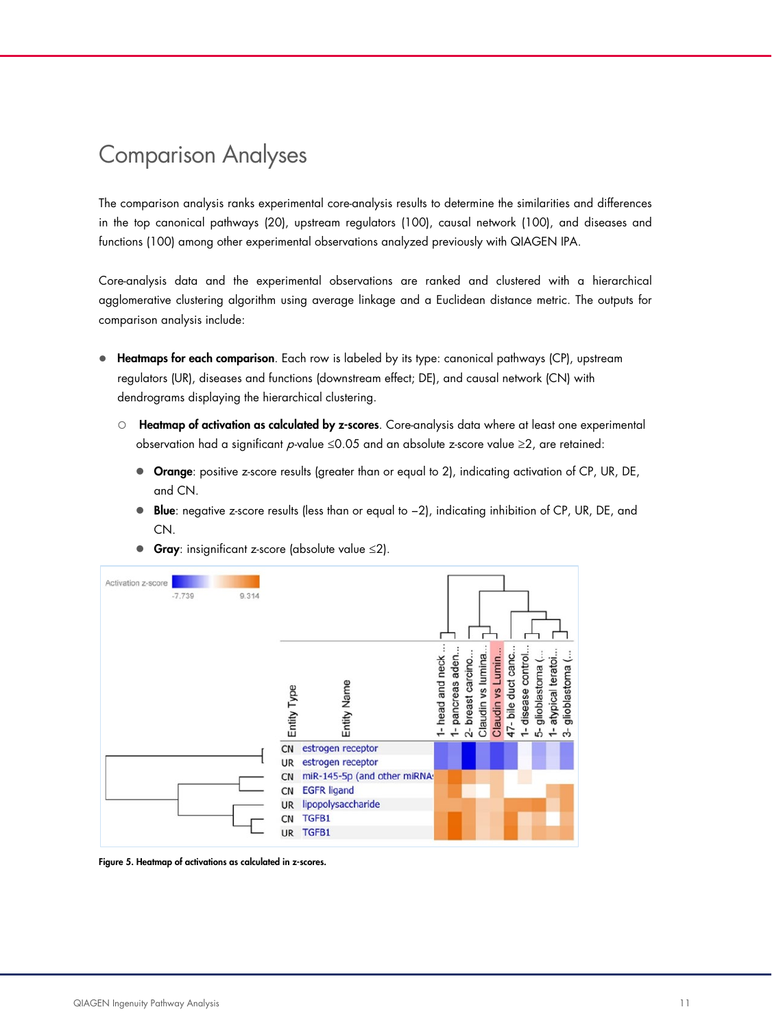# Comparison Analyses

The comparison analysis ranks experimental core-analysis results to determine the similarities and differences in the top canonical pathways (20), upstream regulators (100), causal network (100), and diseases and functions (100) among other experimental observations analyzed previously with QIAGEN IPA.

Core-analysis data and the experimental observations are ranked and clustered with a hierarchical agglomerative clustering algorithm using average linkage and a Euclidean distance metric. The outputs for comparison analysis include:

- **Heatmaps for each comparison**. Each row is labeled by its type: canonical pathways (CP), upstream regulators (UR), diseases and functions (downstream effect; DE), and causal network (CN) with dendrograms displaying the hierarchical clustering.
  - **Heatmap of activation as calculated by z-scores**. Core-analysis data where at least one experimental observation had a significant *p*-value ≤0.05 and an absolute z-score value ≥2, are retained:
    - **Orange**: positive z-score results (greater than or equal to 2), indicating activation of CP, UR, DE, and CN.
    - **Blue**: negative z-score results (less than or equal to −2), indicating inhibition of CP, UR, DE, and CN.
    - **Gray**: insignificant z-score (absolute value ≤2).

**Figure 5. Heatmap of activations as calculated in z-scores.**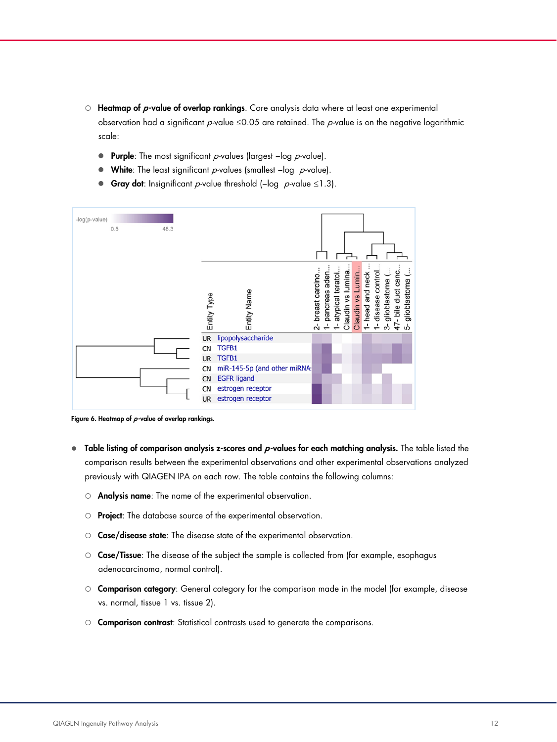- Heatmap of *p*-value of overlap rankings. Core analysis data where at least one experimental observation had a significant *p*-value ≤0.05 are retained. The *p*-value is on the negative logarithmic scale:
  - **Purple**: The most significant *p*-values (largest –log *p*-value).
  - **White**: The least significant *p*-values (smallest –log *p*-value).
  - **Gray dot**: Insignificant *p*-value threshold (–log *p*-value ≤1.3).

Figure 6. Heatmap of *p*-value of overlap rankings.

- **Table listing of comparison analysis z-scores and *p*-values for each matching analysis.** The table listed the comparison results between the experimental observations and other experimental observations analyzed previously with QIAGEN IPA on each row. The table contains the following columns:
  - **Analysis name**: The name of the experimental observation.
  - **Project**: The database source of the experimental observation.
  - **Case/disease state**: The disease state of the experimental observation.
  - **Case/Tissue**: The disease of the subject the sample is collected from (for example, esophagus adenocarcinoma, normal control).
  - **Comparison category**: General category for the comparison made in the model (for example, disease vs. normal, tissue 1 vs. tissue 2).
  - **Comparison contrast**: Statistical contrasts used to generate the comparisons.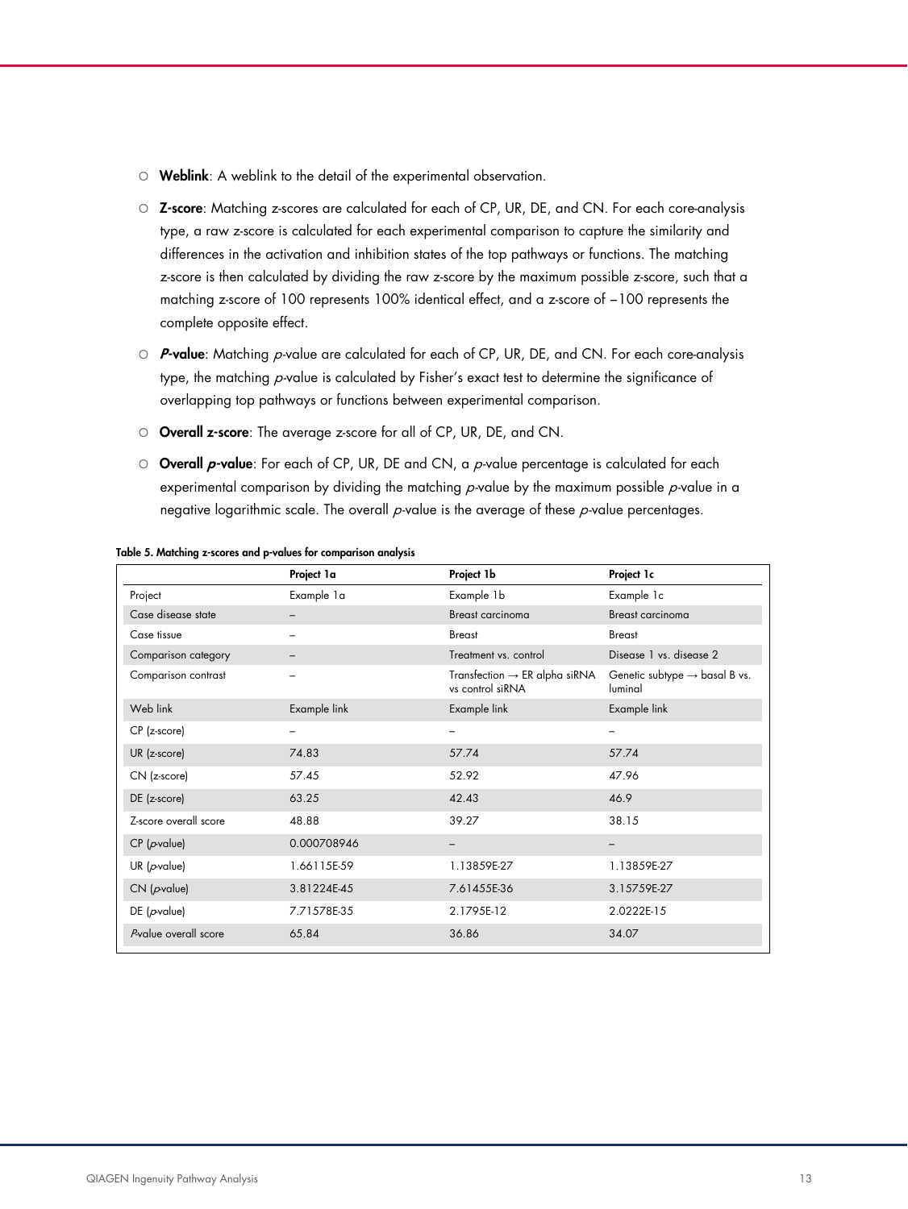- **Weblink**: A weblink to the detail of the experimental observation.
- **Z-score**: Matching z-scores are calculated for each of CP, UR, DE, and CN. For each core-analysis type, a raw z-score is calculated for each experimental comparison to capture the similarity and differences in the activation and inhibition states of the top pathways or functions. The matching z-score is then calculated by dividing the raw z-score by the maximum possible z-score, such that a matching z-score of 100 represents 100% identical effect, and a z-score of −100 represents the complete opposite effect.
- ***P*-value**: Matching *p*-value are calculated for each of CP, UR, DE, and CN. For each core-analysis type, the matching *p*-value is calculated by Fisher's exact test to determine the significance of overlapping top pathways or functions between experimental comparison.
- **Overall z-score**: The average z-score for all of CP, UR, DE, and CN.
- **Overall *p*-value**: For each of CP, UR, DE and CN, a *p*-value percentage is calculated for each experimental comparison by dividing the matching *p*-value by the maximum possible *p*-value in a negative logarithmic scale. The overall *p*-value is the average of these *p*-value percentages.

**Table 5. Matching z-scores and p-values for comparison analysis**

| | Project 1a | Project 1b | Project 1c |
|---|---|---|---|
| Project | Example 1a | Example 1b | Example 1c |
| Case disease state | – | Breast carcinoma | Breast carcinoma |
| Case tissue | – | Breast | Breast |
| Comparison category | – | Treatment vs. control | Disease 1 vs. disease 2 |
| Comparison contrast | – | Transfection → ER alpha siRNA vs control siRNA | Genetic subtype → basal B vs. luminal |
| Web link | Example link | Example link | Example link |
| CP (z-score) | – | – | – |
| UR (z-score) | 74.83 | 57.74 | 57.74 |
| CN (z-score) | 57.45 | 52.92 | 47.96 |
| DE (z-score) | 63.25 | 42.43 | 46.9 |
| Z-score overall score | 48.88 | 39.27 | 38.15 |
| CP (*p*-value) | 0.000708946 | – | – |
| UR (*p*-value) | 1.66115E-59 | 1.13859E-27 | 1.13859E-27 |
| CN (*p*-value) | 3.81224E-45 | 7.61455E-36 | 3.15759E-27 |
| DE (*p*-value) | 7.71578E-35 | 2.1795E-12 | 2.0222E-15 |
| *P*-value overall score | 65.84 | 36.86 | 34.07 |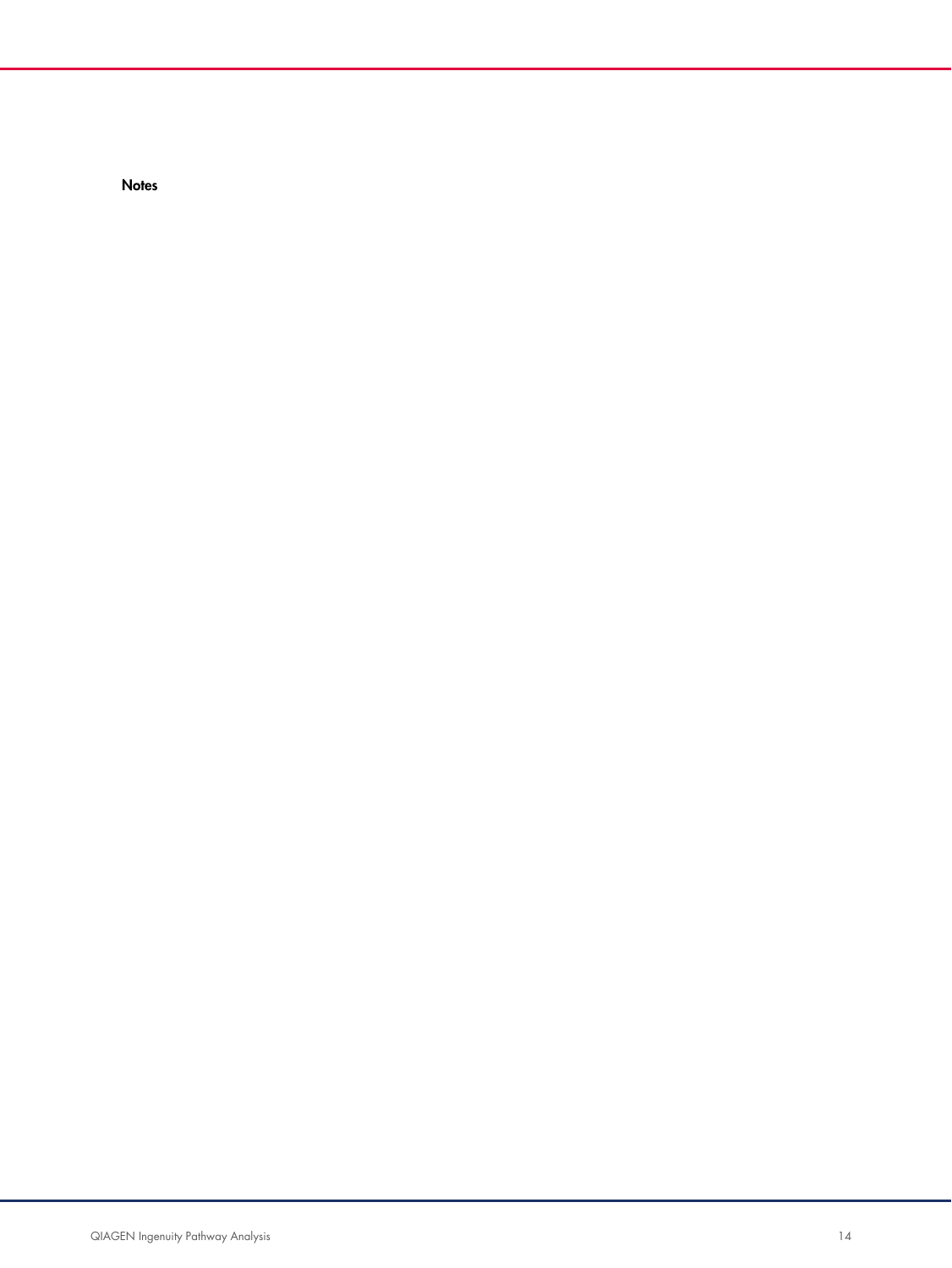**Notes**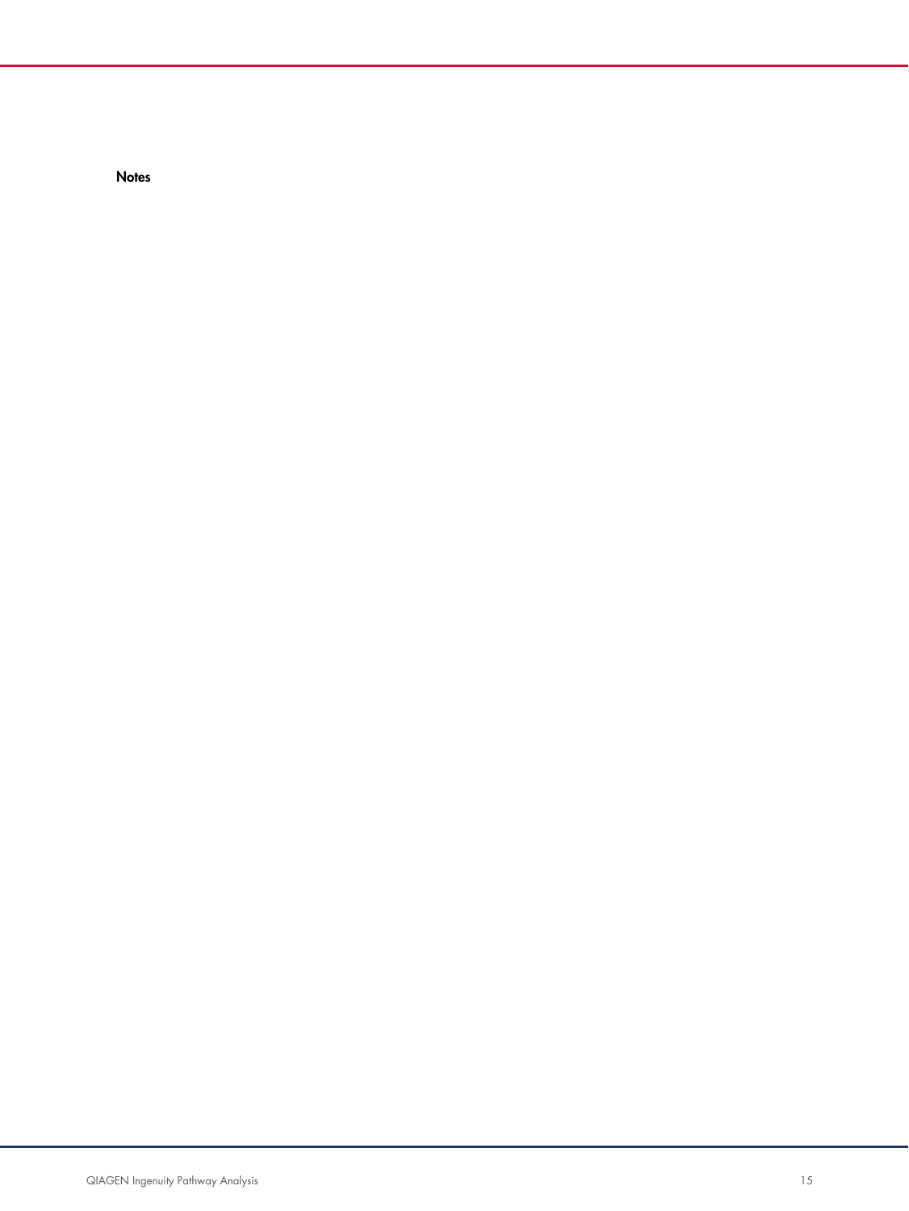**Notes**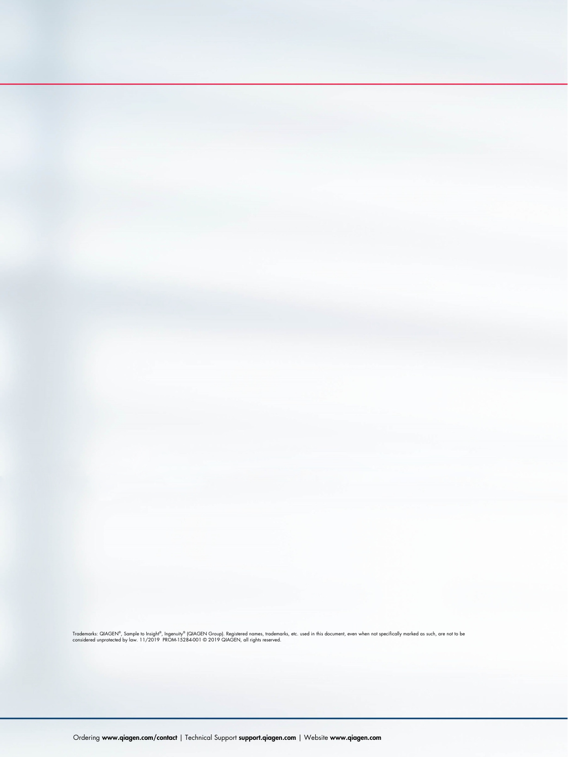Trademarks: QIAGEN®, Sample to Insight®, Ingenuity® (QIAGEN Group). Registered names, trademarks, etc. used in this document, even when not specifically marked as such, are not to be considered unprotected by law. 11/2019 PROM-15284-001 © 2019 QIAGEN, all rights reserved.

Ordering **www.qiagen.com/contact** | Technical Support **support.qiagen.com** | Website **www.qiagen.com**